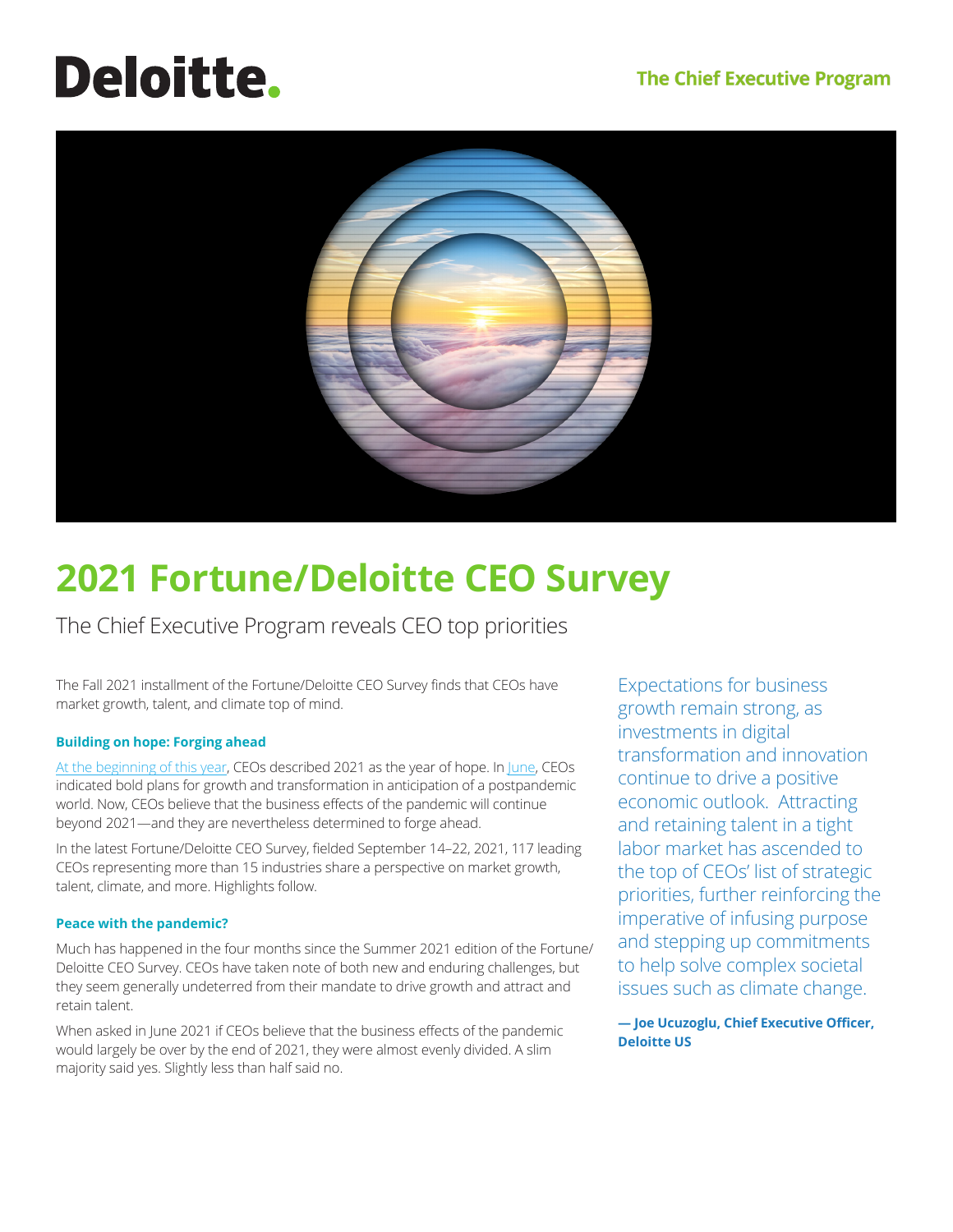Deloitte.

The Chief Executive Program

# 2021 Fortune/Deloitte CEO Survey

The Chief Executive Program reveals CEO top priorities

The Fall 2021 installment of the Fortune/Deloitte CEO Survey finds that CEOs have market growth, talent, and climate top of mind.

### Building on hope: Forging ahead

At the beginning of this year, CEOs described 2021 as the year of hope. In June, CEOs indicated bold plans for growth and transformation in anticipation of a postpandemic world. Now, CEOs believe that the business effects of the pandemic will continue beyond 2021—and they are nevertheless determined to forge ahead.

In the latest Fortune/Deloitte CEO Survey, fielded September 14–22, 2021, 117 leading CEOs representing more than 15 industries share a perspective on market growth, talent, climate, and more. Highlights follow.

### Peace with the pandemic?

Much has happened in the four months since the Summer 2021 edition of the Fortune/Deloitte CEO Survey. CEOs have taken note of both new and enduring challenges, but they seem generally undeterred from their mandate to drive growth and attract and retain talent.

When asked in June 2021 if CEOs believe that the business effects of the pandemic would largely be over by the end of 2021, they were almost evenly divided. A slim majority said yes. Slightly less than half said no.

> Expectations for business growth remain strong, as investments in digital transformation and innovation continue to drive a positive economic outlook. Attracting and retaining talent in a tight labor market has ascended to the top of CEOs' list of strategic priorities, further reinforcing the imperative of infusing purpose and stepping up commitments to help solve complex societal issues such as climate change.
>
> **— Joe Ucuzoglu, Chief Executive Officer, Deloitte US**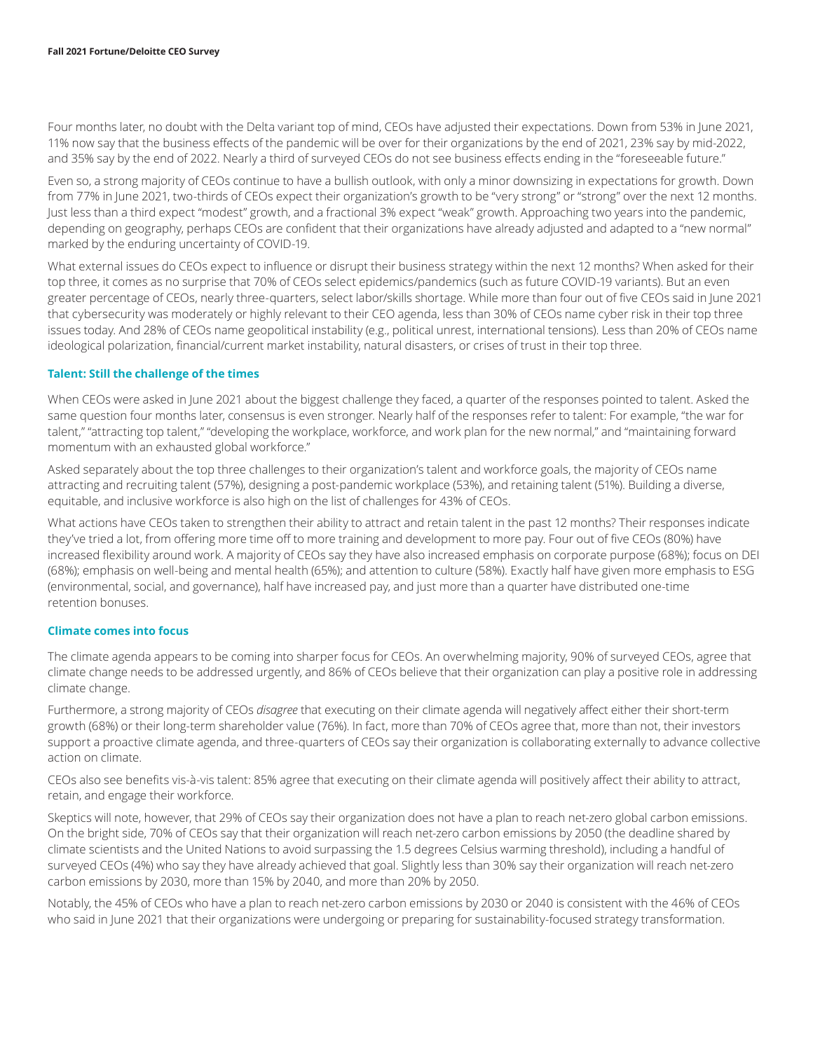Four months later, no doubt with the Delta variant top of mind, CEOs have adjusted their expectations. Down from 53% in June 2021, 11% now say that the business effects of the pandemic will be over for their organizations by the end of 2021, 23% say by mid-2022, and 35% say by the end of 2022. Nearly a third of surveyed CEOs do not see business effects ending in the "foreseeable future."

Even so, a strong majority of CEOs continue to have a bullish outlook, with only a minor downsizing in expectations for growth. Down from 77% in June 2021, two-thirds of CEOs expect their organization's growth to be "very strong" or "strong" over the next 12 months. Just less than a third expect "modest" growth, and a fractional 3% expect "weak" growth. Approaching two years into the pandemic, depending on geography, perhaps CEOs are confident that their organizations have already adjusted and adapted to a "new normal" marked by the enduring uncertainty of COVID-19.

What external issues do CEOs expect to influence or disrupt their business strategy within the next 12 months? When asked for their top three, it comes as no surprise that 70% of CEOs select epidemics/pandemics (such as future COVID-19 variants). But an even greater percentage of CEOs, nearly three-quarters, select labor/skills shortage. While more than four out of five CEOs said in June 2021 that cybersecurity was moderately or highly relevant to their CEO agenda, less than 30% of CEOs name cyber risk in their top three issues today. And 28% of CEOs name geopolitical instability (e.g., political unrest, international tensions). Less than 20% of CEOs name ideological polarization, financial/current market instability, natural disasters, or crises of trust in their top three.

### Talent: Still the challenge of the times

When CEOs were asked in June 2021 about the biggest challenge they faced, a quarter of the responses pointed to talent. Asked the same question four months later, consensus is even stronger. Nearly half of the responses refer to talent: For example, "the war for talent," "attracting top talent," "developing the workplace, workforce, and work plan for the new normal," and "maintaining forward momentum with an exhausted global workforce."

Asked separately about the top three challenges to their organization's talent and workforce goals, the majority of CEOs name attracting and recruiting talent (57%), designing a post-pandemic workplace (53%), and retaining talent (51%). Building a diverse, equitable, and inclusive workforce is also high on the list of challenges for 43% of CEOs.

What actions have CEOs taken to strengthen their ability to attract and retain talent in the past 12 months? Their responses indicate they've tried a lot, from offering more time off to more training and development to more pay. Four out of five CEOs (80%) have increased flexibility around work. A majority of CEOs say they have also increased emphasis on corporate purpose (68%); focus on DEI (68%); emphasis on well-being and mental health (65%); and attention to culture (58%). Exactly half have given more emphasis to ESG (environmental, social, and governance), half have increased pay, and just more than a quarter have distributed one-time retention bonuses.

### Climate comes into focus

The climate agenda appears to be coming into sharper focus for CEOs. An overwhelming majority, 90% of surveyed CEOs, agree that climate change needs to be addressed urgently, and 86% of CEOs believe that their organization can play a positive role in addressing climate change.

Furthermore, a strong majority of CEOs *disagree* that executing on their climate agenda will negatively affect either their short-term growth (68%) or their long-term shareholder value (76%). In fact, more than 70% of CEOs agree that, more than not, their investors support a proactive climate agenda, and three-quarters of CEOs say their organization is collaborating externally to advance collective action on climate.

CEOs also see benefits vis-à-vis talent: 85% agree that executing on their climate agenda will positively affect their ability to attract, retain, and engage their workforce.

Skeptics will note, however, that 29% of CEOs say their organization does not have a plan to reach net-zero global carbon emissions. On the bright side, 70% of CEOs say that their organization will reach net-zero carbon emissions by 2050 (the deadline shared by climate scientists and the United Nations to avoid surpassing the 1.5 degrees Celsius warming threshold), including a handful of surveyed CEOs (4%) who say they have already achieved that goal. Slightly less than 30% say their organization will reach net-zero carbon emissions by 2030, more than 15% by 2040, and more than 20% by 2050.

Notably, the 45% of CEOs who have a plan to reach net-zero carbon emissions by 2030 or 2040 is consistent with the 46% of CEOs who said in June 2021 that their organizations were undergoing or preparing for sustainability-focused strategy transformation.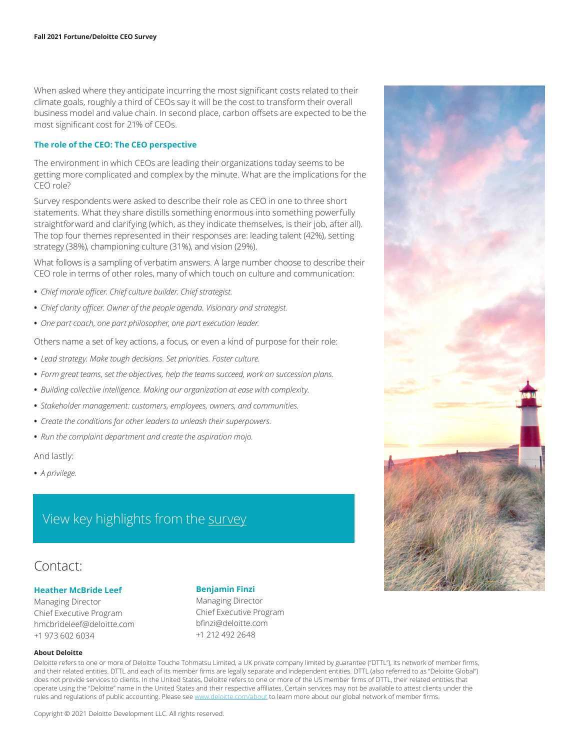When asked where they anticipate incurring the most significant costs related to their climate goals, roughly a third of CEOs say it will be the cost to transform their overall business model and value chain. In second place, carbon offsets are expected to be the most significant cost for 21% of CEOs.

### The role of the CEO: The CEO perspective

The environment in which CEOs are leading their organizations today seems to be getting more complicated and complex by the minute. What are the implications for the CEO role?

Survey respondents were asked to describe their role as CEO in one to three short statements. What they share distills something enormous into something powerfully straightforward and clarifying (which, as they indicate themselves, is their job, after all). The top four themes represented in their responses are: leading talent (42%), setting strategy (38%), championing culture (31%), and vision (29%).

What follows is a sampling of verbatim answers. A large number choose to describe their CEO role in terms of other roles, many of which touch on culture and communication:

- *Chief morale officer. Chief culture builder. Chief strategist.*
- *Chief clarity officer. Owner of the people agenda. Visionary and strategist.*
- *One part coach, one part philosopher, one part execution leader.*

Others name a set of key actions, a focus, or even a kind of purpose for their role:

- *Lead strategy. Make tough decisions. Set priorities. Foster culture.*
- *Form great teams, set the objectives, help the teams succeed, work on succession plans.*
- *Building collective intelligence. Making our organization at ease with complexity.*
- *Stakeholder management: customers, employees, owners, and communities.*
- *Create the conditions for other leaders to unleash their superpowers.*
- *Run the complaint department and create the aspiration mojo.*

And lastly:

- *A privilege.*

View key highlights from the survey

## Contact:

**Heather McBride Leef**
Managing Director
Chief Executive Program
hmcbrideleef@deloitte.com
+1 973 602 6034

**Benjamin Finzi**
Managing Director
Chief Executive Program
bfinzi@deloitte.com
+1 212 492 2648

**About Deloitte**

Deloitte refers to one or more of Deloitte Touche Tohmatsu Limited, a UK private company limited by guarantee ("DTTL"), its network of member firms, and their related entities. DTTL and each of its member firms are legally separate and independent entities. DTTL (also referred to as "Deloitte Global") does not provide services to clients. In the United States, Deloitte refers to one or more of the US member firms of DTTL, their related entities that operate using the "Deloitte" name in the United States and their respective affiliates. Certain services may not be available to attest clients under the rules and regulations of public accounting. Please see www.deloitte.com/about to learn more about our global network of member firms.

Copyright © 2021 Deloitte Development LLC. All rights reserved.